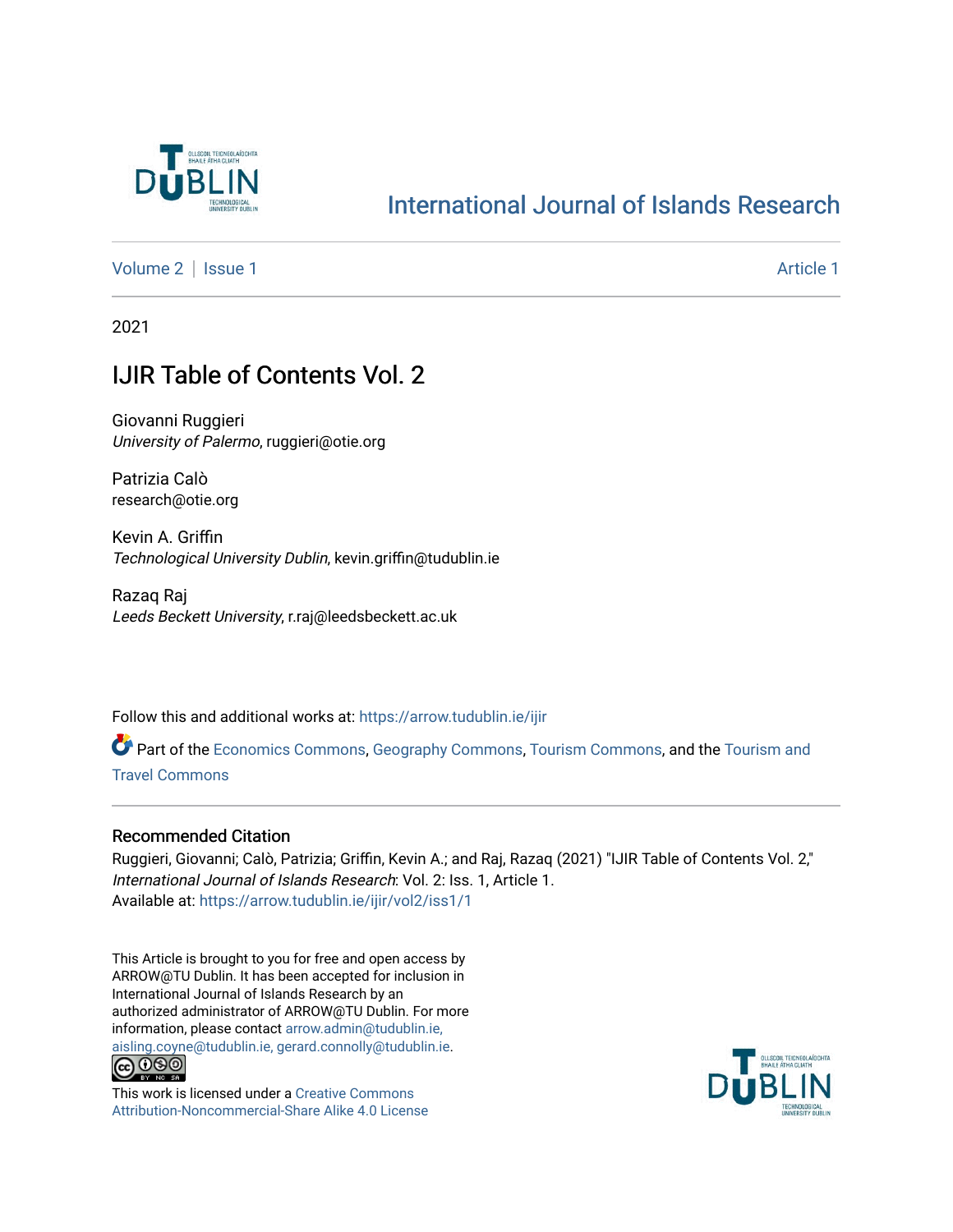# International Journal of Islands Research

Volume 2 | Issue 1 Article 1

2021

## IJIR Table of Contents Vol. 2

Giovanni Ruggieri
*University of Palermo*, ruggieri@otie.org

Patrizia Calò
research@otie.org

Kevin A. Griffin
*Technological University Dublin*, kevin.griffin@tudublin.ie

Razaq Raj
*Leeds Beckett University*, r.raj@leedsbeckett.ac.uk

Follow this and additional works at: https://arrow.tudublin.ie/ijir

Part of the Economics Commons, Geography Commons, Tourism Commons, and the Tourism and Travel Commons

### Recommended Citation

Ruggieri, Giovanni; Calò, Patrizia; Griffin, Kevin A.; and Raj, Razaq (2021) "IJIR Table of Contents Vol. 2," *International Journal of Islands Research*: Vol. 2: Iss. 1, Article 1.
Available at: https://arrow.tudublin.ie/ijir/vol2/iss1/1

This Article is brought to you for free and open access by ARROW@TU Dublin. It has been accepted for inclusion in International Journal of Islands Research by an authorized administrator of ARROW@TU Dublin. For more information, please contact arrow.admin@tudublin.ie, aisling.coyne@tudublin.ie, gerard.connolly@tudublin.ie.

This work is licensed under a Creative Commons Attribution-Noncommercial-Share Alike 4.0 License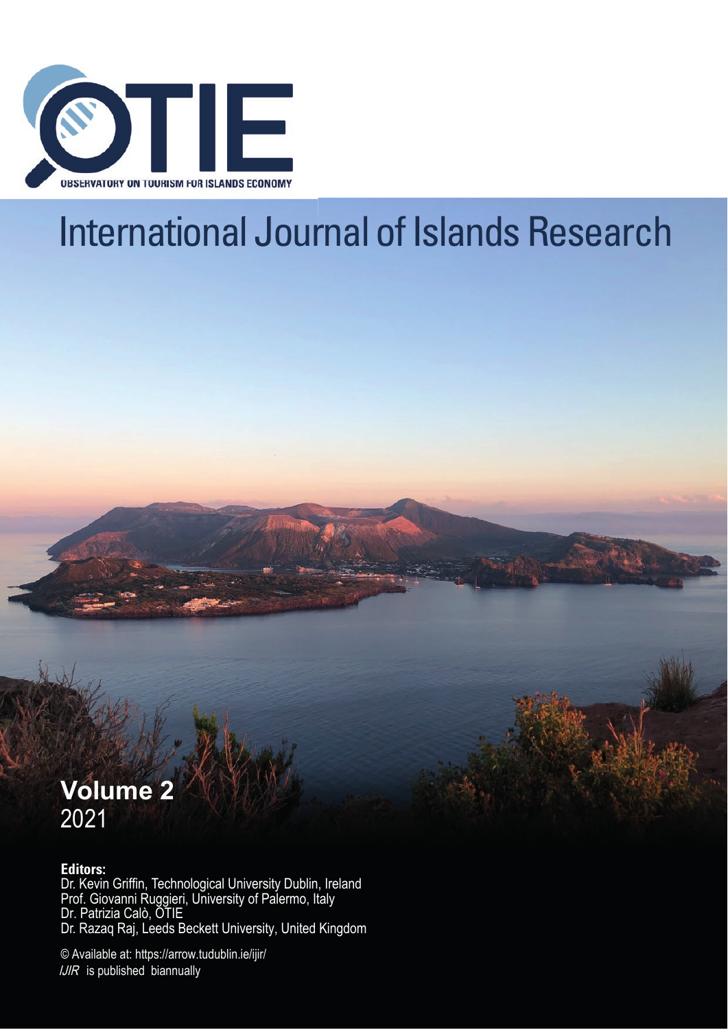OTIE

OBSERVATORY ON TOURISM FOR ISLANDS ECONOMY

# International Journal of Islands Research

**Volume 2**
2021

**Editors:**
Dr. Kevin Griffin, Technological University Dublin, Ireland
Prof. Giovanni Ruggieri, University of Palermo, Italy
Dr. Patrizia Calò, OTIE
Dr. Razaq Raj, Leeds Beckett University, United Kingdom

© Available at: https://arrow.tudublin.ie/ijir/
*IJIR* is published biannually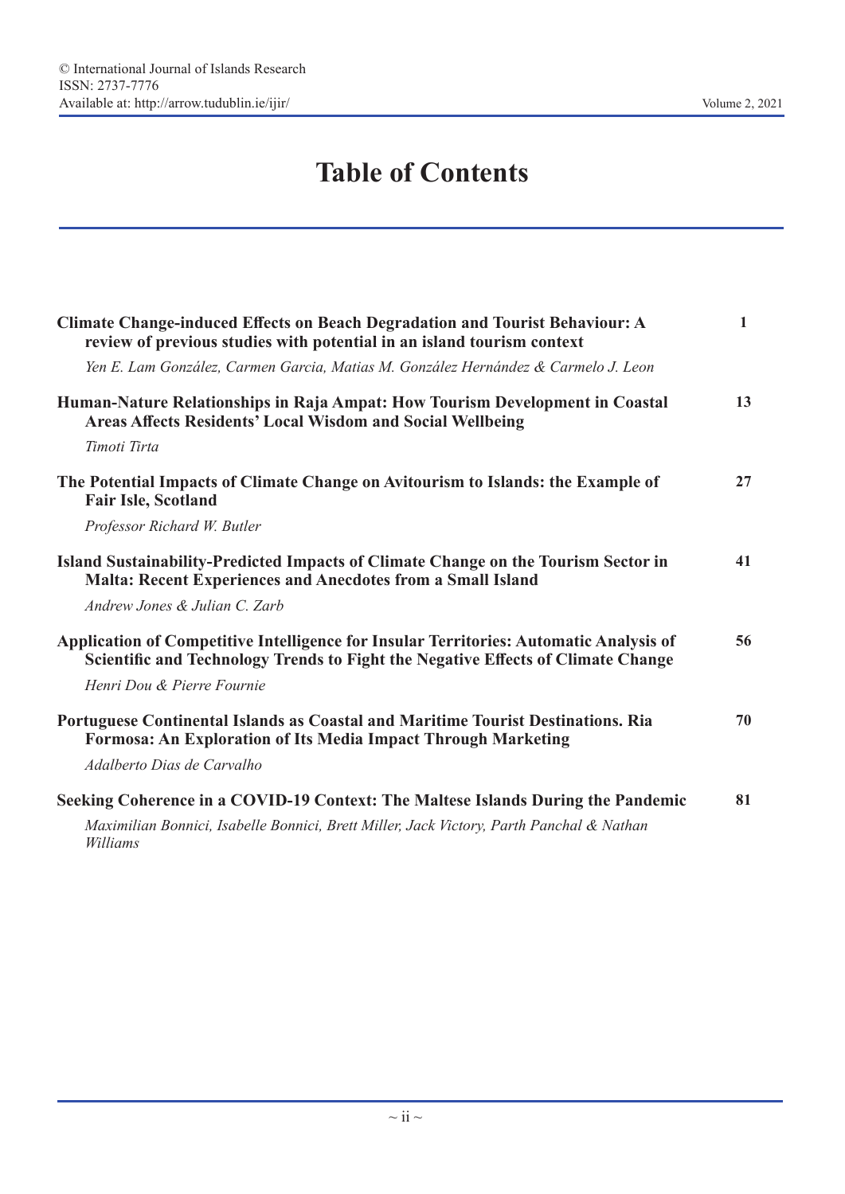# Table of Contents

**Climate Change-induced Effects on Beach Degradation and Tourist Behaviour: A review of previous studies with potential in an island tourism context** — **1**

*Yen E. Lam González, Carmen Garcia, Matias M. González Hernández & Carmelo J. Leon*

**Human-Nature Relationships in Raja Ampat: How Tourism Development in Coastal Areas Affects Residents' Local Wisdom and Social Wellbeing** — **13**

*Timoti Tirta*

**The Potential Impacts of Climate Change on Avitourism to Islands: the Example of Fair Isle, Scotland** — **27**

*Professor Richard W. Butler*

**Island Sustainability-Predicted Impacts of Climate Change on the Tourism Sector in Malta: Recent Experiences and Anecdotes from a Small Island** — **41**

*Andrew Jones & Julian C. Zarb*

**Application of Competitive Intelligence for Insular Territories: Automatic Analysis of Scientific and Technology Trends to Fight the Negative Effects of Climate Change** — **56**

*Henri Dou & Pierre Fournie*

**Portuguese Continental Islands as Coastal and Maritime Tourist Destinations. Ria Formosa: An Exploration of Its Media Impact Through Marketing** — **70**

*Adalberto Dias de Carvalho*

**Seeking Coherence in a COVID-19 Context: The Maltese Islands During the Pandemic** — **81**

*Maximilian Bonnici, Isabelle Bonnici, Brett Miller, Jack Victory, Parth Panchal & Nathan Williams*